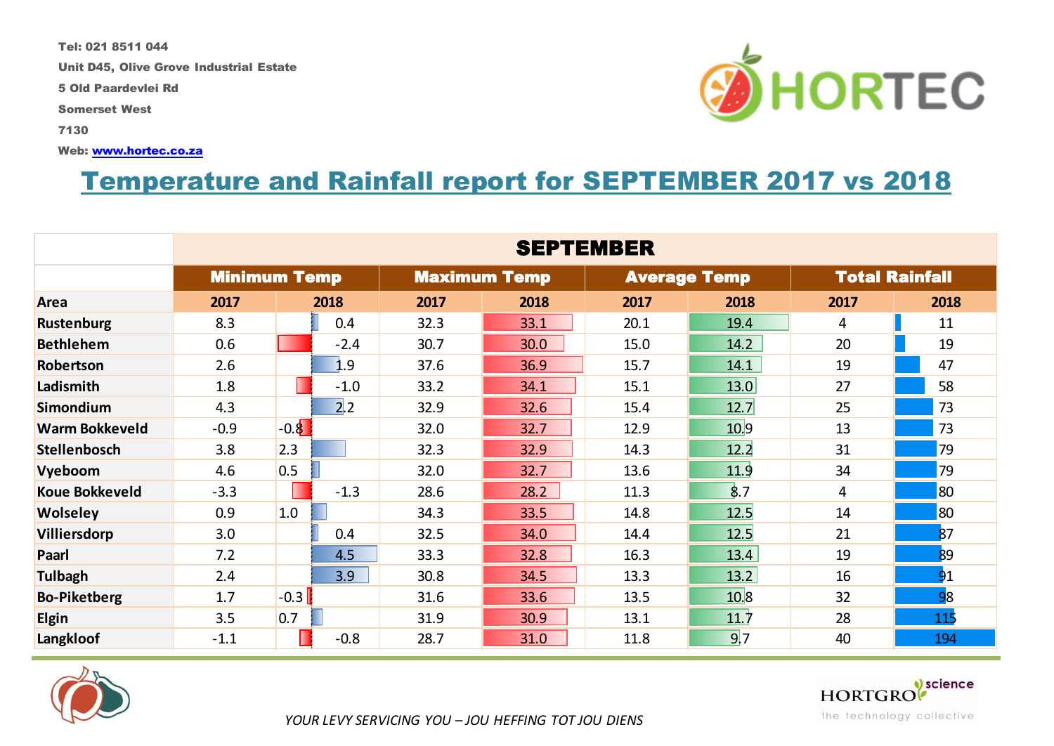Tel: 021 8511 044

Unit D45, Olive Grove Industrial Estate

5 Old Paardevlei Rd

Somerset West

7130

Web: www.hortec.co.za

HORTEC

# Temperature and Rainfall report for SEPTEMBER 2017 vs 2018

| | SEPTEMBER | | | | | | | |
|---|---|---|---|---|---|---|---|---|
| | Minimum Temp | | Maximum Temp | | Average Temp | | Total Rainfall | |
| Area | 2017 | 2018 | 2017 | 2018 | 2017 | 2018 | 2017 | 2018 |
| Rustenburg | 8.3 | 0.4 | 32.3 | 33.1 | 20.1 | 19.4 | 4 | 11 |
| Bethlehem | 0.6 | -2.4 | 30.7 | 30.0 | 15.0 | 14.2 | 20 | 19 |
| Robertson | 2.6 | 1.9 | 37.6 | 36.9 | 15.7 | 14.1 | 19 | 47 |
| Ladismith | 1.8 | -1.0 | 33.2 | 34.1 | 15.1 | 13.0 | 27 | 58 |
| Simondium | 4.3 | 2.2 | 32.9 | 32.6 | 15.4 | 12.7 | 25 | 73 |
| Warm Bokkeveld | -0.9 | -0.8 | 32.0 | 32.7 | 12.9 | 10.9 | 13 | 73 |
| Stellenbosch | 3.8 | 2.3 | 32.3 | 32.9 | 14.3 | 12.2 | 31 | 79 |
| Vyeboom | 4.6 | 0.5 | 32.0 | 32.7 | 13.6 | 11.9 | 34 | 79 |
| Koue Bokkeveld | -3.3 | -1.3 | 28.6 | 28.2 | 11.3 | 8.7 | 4 | 80 |
| Wolseley | 0.9 | 1.0 | 34.3 | 33.5 | 14.8 | 12.5 | 14 | 80 |
| Villiersdorp | 3.0 | 0.4 | 32.5 | 34.0 | 14.4 | 12.5 | 21 | 87 |
| Paarl | 7.2 | 4.5 | 33.3 | 32.8 | 16.3 | 13.4 | 19 | 89 |
| Tulbagh | 2.4 | 3.9 | 30.8 | 34.5 | 13.3 | 13.2 | 16 | 91 |
| Bo-Piketberg | 1.7 | -0.3 | 31.6 | 33.6 | 13.5 | 10.8 | 32 | 98 |
| Elgin | 3.5 | 0.7 | 31.9 | 30.9 | 13.1 | 11.7 | 28 | 115 |
| Langkloof | -1.1 | -0.8 | 28.7 | 31.0 | 11.8 | 9.7 | 40 | 194 |

*YOUR LEVY SERVICING YOU – JOU HEFFING TOT JOU DIENS*

HORTGRO science

the technology collective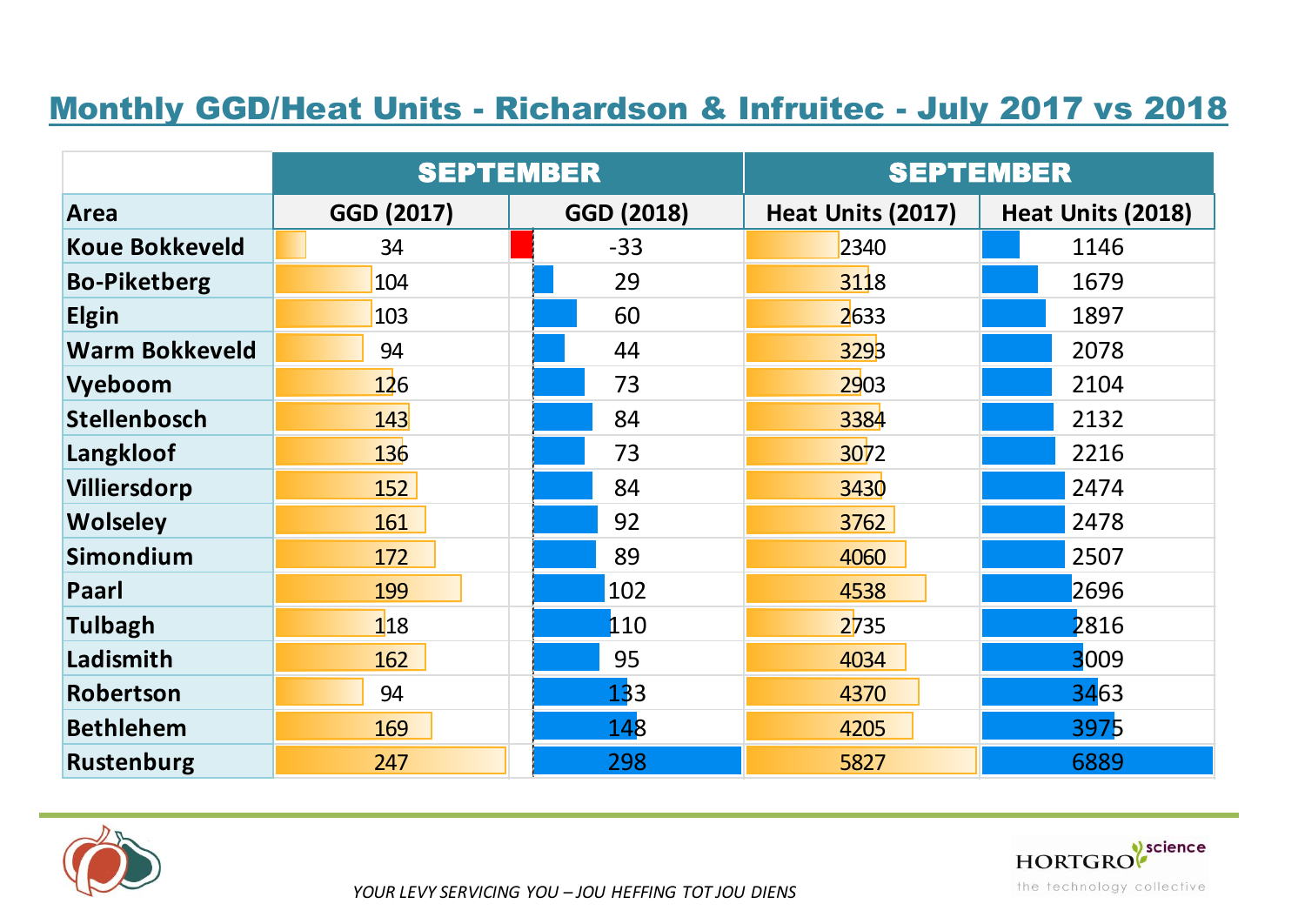# Monthly GGD/Heat Units - Richardson & Infruitec - July 2017 vs 2018

| | SEPTEMBER | | SEPTEMBER | |
|---|---|---|---|---|
| **Area** | **GGD (2017)** | **GGD (2018)** | **Heat Units (2017)** | **Heat Units (2018)** |
| **Koue Bokkeveld** | 34 | -33 | 2340 | 1146 |
| **Bo-Piketberg** | 104 | 29 | 3118 | 1679 |
| **Elgin** | 103 | 60 | 2633 | 1897 |
| **Warm Bokkeveld** | 94 | 44 | 3293 | 2078 |
| **Vyeboom** | 126 | 73 | 2903 | 2104 |
| **Stellenbosch** | 143 | 84 | 3384 | 2132 |
| **Langkloof** | 136 | 73 | 3072 | 2216 |
| **Villiersdorp** | 152 | 84 | 3430 | 2474 |
| **Wolseley** | 161 | 92 | 3762 | 2478 |
| **Simondium** | 172 | 89 | 4060 | 2507 |
| **Paarl** | 199 | 102 | 4538 | 2696 |
| **Tulbagh** | 118 | 110 | 2735 | 2816 |
| **Ladismith** | 162 | 95 | 4034 | 3009 |
| **Robertson** | 94 | 133 | 4370 | 3463 |
| **Bethlehem** | 169 | 148 | 4205 | 3975 |
| **Rustenburg** | 247 | 298 | 5827 | 6889 |

HORTGRO science – the technology collective

*YOUR LEVY SERVICING YOU – JOU HEFFING TOT JOU DIENS*